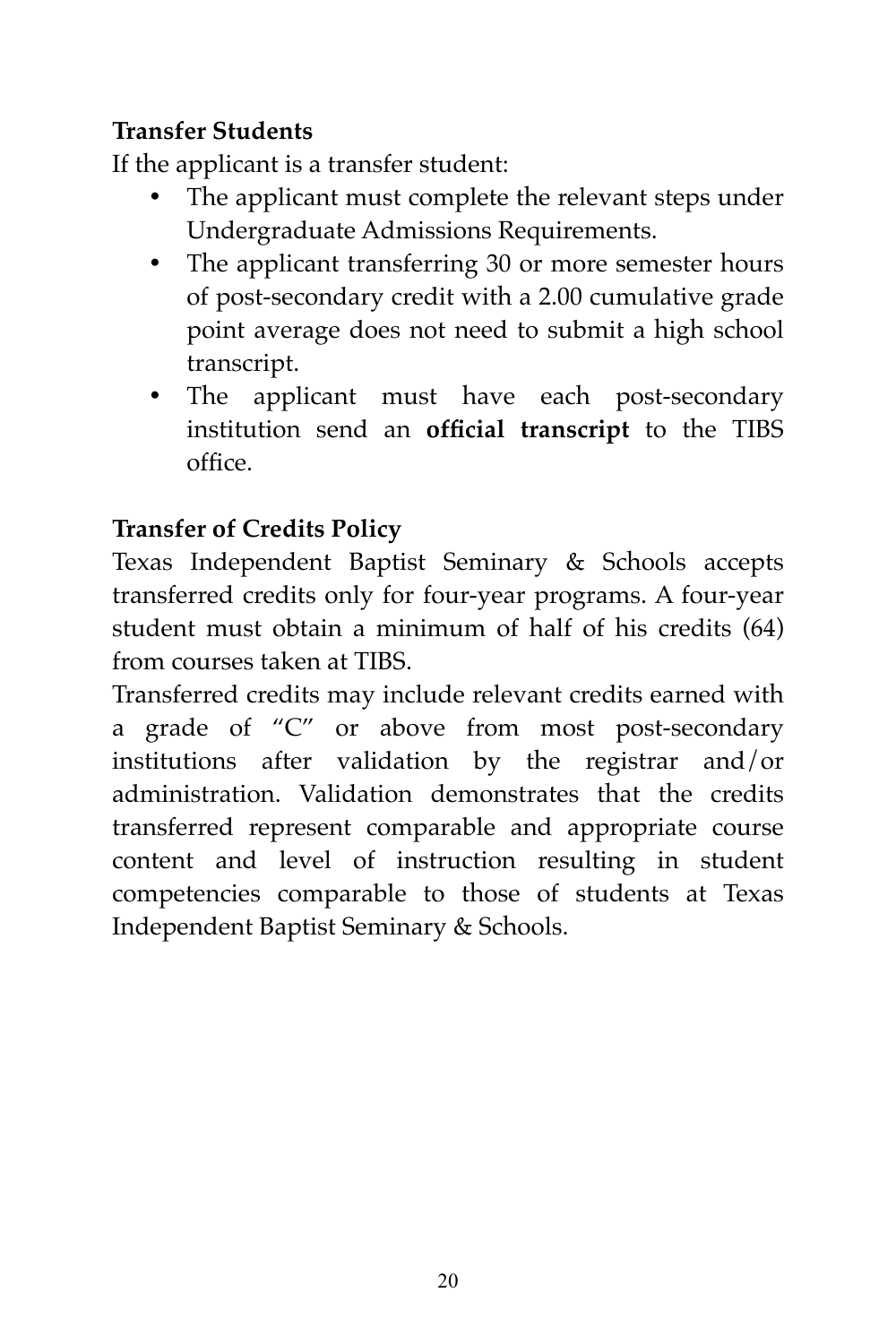**Transfer Students**

If the applicant is a transfer student:

- The applicant must complete the relevant steps under Undergraduate Admissions Requirements.
- The applicant transferring 30 or more semester hours of post-secondary credit with a 2.00 cumulative grade point average does not need to submit a high school transcript.
- The applicant must have each post-secondary institution send an **official transcript** to the TIBS office.

**Transfer of Credits Policy**

Texas Independent Baptist Seminary & Schools accepts transferred credits only for four-year programs. A four-year student must obtain a minimum of half of his credits (64) from courses taken at TIBS.

Transferred credits may include relevant credits earned with a grade of "C" or above from most post-secondary institutions after validation by the registrar and/or administration. Validation demonstrates that the credits transferred represent comparable and appropriate course content and level of instruction resulting in student competencies comparable to those of students at Texas Independent Baptist Seminary & Schools.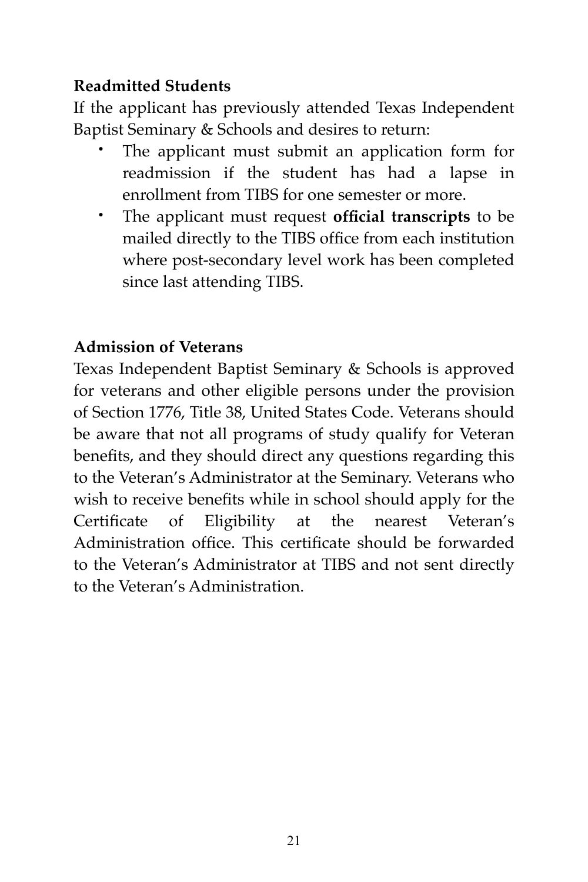**Readmitted Students**

If the applicant has previously attended Texas Independent Baptist Seminary & Schools and desires to return:

- The applicant must submit an application form for readmission if the student has had a lapse in enrollment from TIBS for one semester or more.
- The applicant must request **official transcripts** to be mailed directly to the TIBS office from each institution where post-secondary level work has been completed since last attending TIBS.

**Admission of Veterans**

Texas Independent Baptist Seminary & Schools is approved for veterans and other eligible persons under the provision of Section 1776, Title 38, United States Code. Veterans should be aware that not all programs of study qualify for Veteran benefits, and they should direct any questions regarding this to the Veteran's Administrator at the Seminary. Veterans who wish to receive benefits while in school should apply for the Certificate of Eligibility at the nearest Veteran's Administration office. This certificate should be forwarded to the Veteran's Administrator at TIBS and not sent directly to the Veteran's Administration.